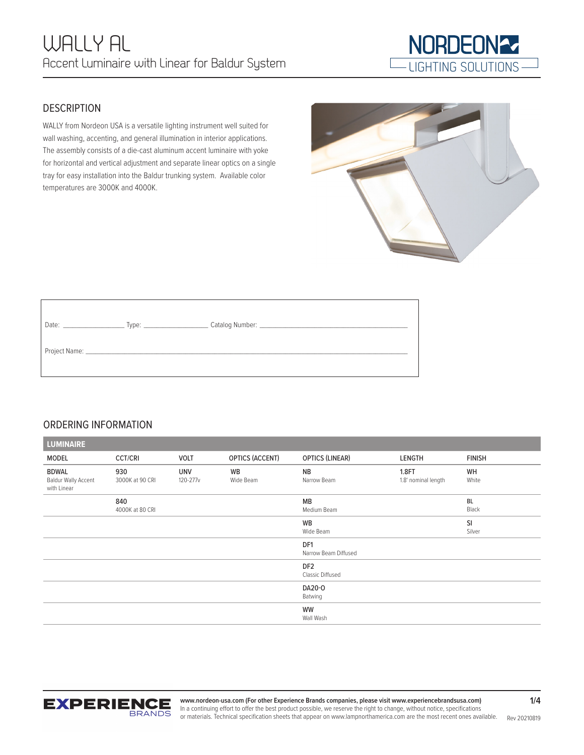# WALLY AL

Accent Luminaire with Linear for Baldur System

NORDEON LIGHTING SOLUTIONS

## DESCRIPTION

WALLY from Nordeon USA is a versatile lighting instrument well suited for wall washing, accenting, and general illumination in interior applications. The assembly consists of a die-cast aluminum accent luminaire with yoke for horizontal and vertical adjustment and separate linear optics on a single tray for easy installation into the Baldur trunking system. Available color temperatures are 3000K and 4000K.

Date: ________________ Type: ________________ Catalog Number: ________________________________________

Project Name: ________________________________________________________________________________

## ORDERING INFORMATION

**LUMINAIRE**

| MODEL | CCT/CRI | VOLT | OPTICS (ACCENT) | OPTICS (LINEAR) | LENGTH | FINISH |
|---|---|---|---|---|---|---|
| **BDWAL** Baldur Wally Accent with Linear | **930** 3000K at 90 CRI | **UNV** 120-277v | **WB** Wide Beam | **NB** Narrow Beam | **1.8FT** 1.8' nominal length | **WH** White |
| | **840** 4000K at 80 CRI | | | **MB** Medium Beam | | **BL** Black |
| | | | | **WB** Wide Beam | | **SI** Silver |
| | | | | **DF1** Narrow Beam Diffused | | |
| | | | | **DF2** Classic Diffused | | |
| | | | | **DA20-O** Batwing | | |
| | | | | **WW** Wall Wash | | |

EXPERIENCE BRANDS

**www.nordeon-usa.com (For other Experience Brands companies, please visit www.experiencebrandsusa.com)**
In a continuing effort to offer the best product possible, we reserve the right to change, without notice, specifications or materials. Technical specification sheets that appear on www.lampnorthamerica.com are the most recent ones available.

Rev 20210819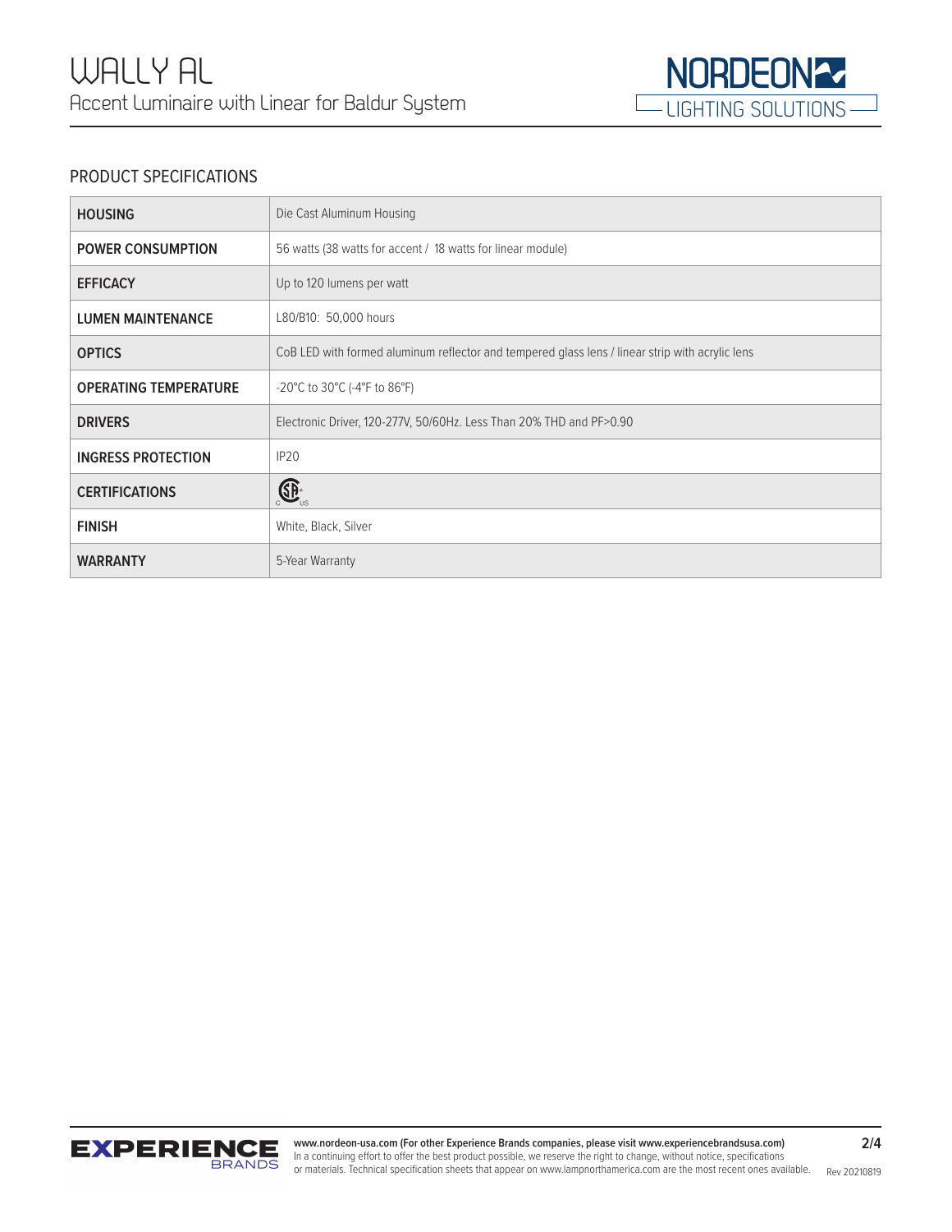# WALLY AL

Accent Luminaire with Linear for Baldur System

## PRODUCT SPECIFICATIONS

| | |
|---|---|
| **HOUSING** | Die Cast Aluminum Housing |
| **POWER CONSUMPTION** | 56 watts (38 watts for accent / 18 watts for linear module) |
| **EFFICACY** | Up to 120 lumens per watt |
| **LUMEN MAINTENANCE** | L80/B10: 50,000 hours |
| **OPTICS** | CoB LED with formed aluminum reflector and tempered glass lens / linear strip with acrylic lens |
| **OPERATING TEMPERATURE** | -20°C to 30°C (-4°F to 86°F) |
| **DRIVERS** | Electronic Driver, 120-277V, 50/60Hz. Less Than 20% THD and PF>0.90 |
| **INGRESS PROTECTION** | IP20 |
| **CERTIFICATIONS** | CSA c us |
| **FINISH** | White, Black, Silver |
| **WARRANTY** | 5-Year Warranty |

www.nordeon-usa.com (For other Experience Brands companies, please visit www.experiencebrandsusa.com)
In a continuing effort to offer the best product possible, we reserve the right to change, without notice, specifications or materials. Technical specification sheets that appear on www.lampnorthamerica.com are the most recent ones available.

Rev 20210819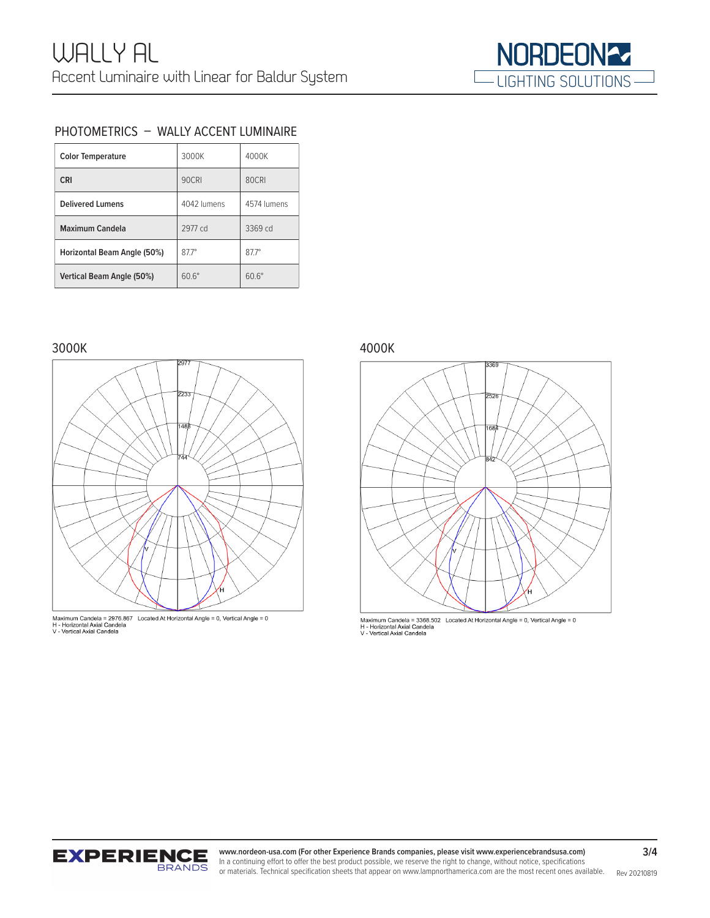# WALLY AL

Accent Luminaire with Linear for Baldur System

## PHOTOMETRICS – WALLY ACCENT LUMINAIRE

| Color Temperature | 3000K | 4000K |
|---|---|---|
| CRI | 90CRI | 80CRI |
| Delivered Lumens | 4042 lumens | 4574 lumens |
| Maximum Candela | 2977 cd | 3369 cd |
| Horizontal Beam Angle (50%) | 87.7° | 87.7° |
| Vertical Beam Angle (50%) | 60.6° | 60.6° |

### 3000K

2977
2233
1488
744

V
H

Maximum Candela = 2976.867 Located At Horizontal Angle = 0, Vertical Angle = 0
H - Horizontal Axial Candela
V - Vertical Axial Candela

### 4000K

3369
2526
1684
842

V
H

Maximum Candela = 3368.502 Located At Horizontal Angle = 0, Vertical Angle = 0
H - Horizontal Axial Candela
V - Vertical Axial Candela

**www.nordeon-usa.com (For other Experience Brands companies, please visit www.experiencebrandsusa.com)**
In a continuing effort to offer the best product possible, we reserve the right to change, without notice, specifications or materials. Technical specification sheets that appear on www.lampnorthamerica.com are the most recent ones available.

Rev 20210819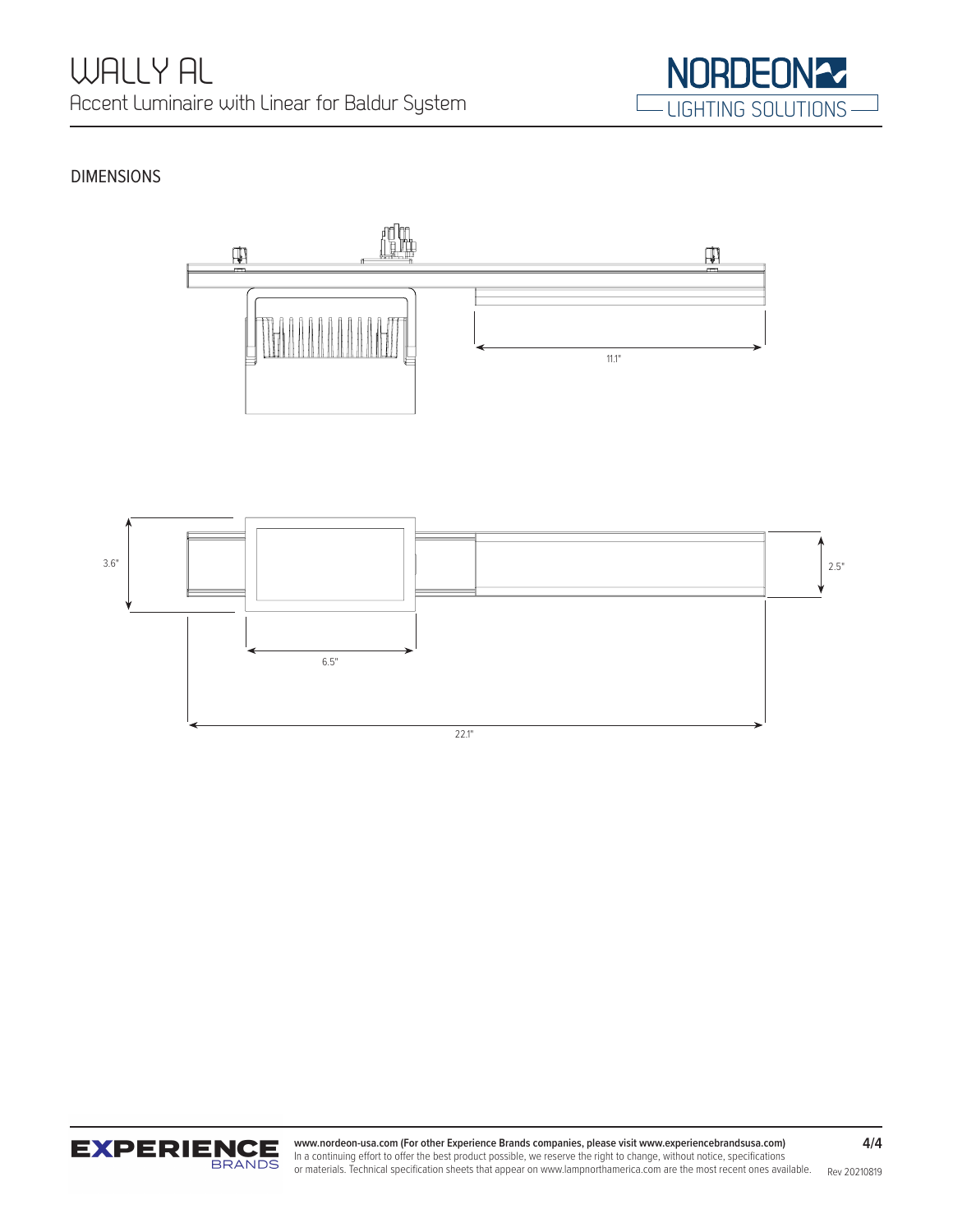# WALLY AL

Accent Luminaire with Linear for Baldur System

## DIMENSIONS

11.1"

3.6"

2.5"

6.5"

22.1"

www.nordeon-usa.com (For other Experience Brands companies, please visit www.experiencebrandsusa.com)
In a continuing effort to offer the best product possible, we reserve the right to change, without notice, specifications or materials. Technical specification sheets that appear on www.lampnorthamerica.com are the most recent ones available.

Rev 20210819